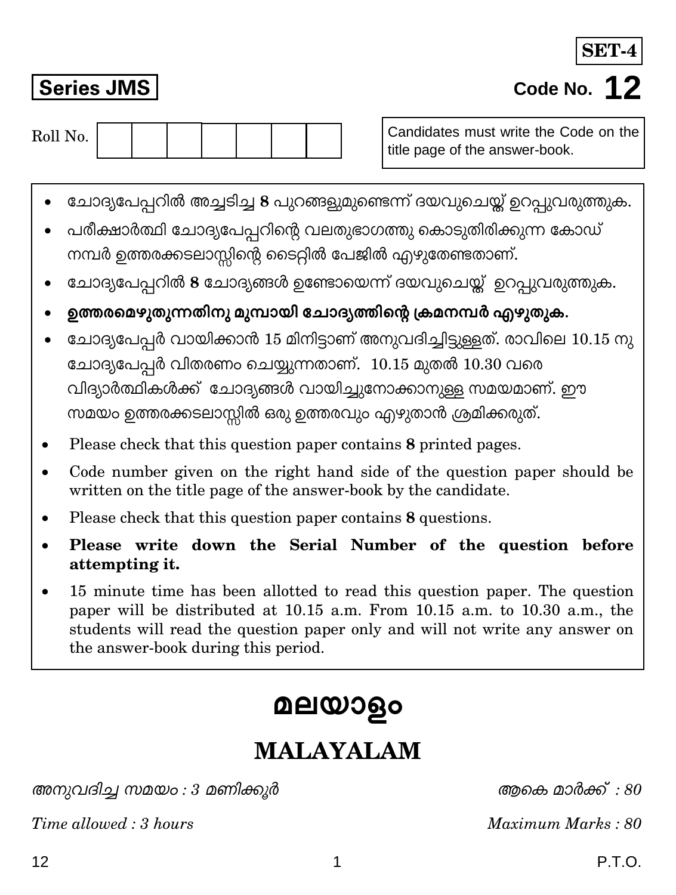**SET-4**

**Series JMS**

**Code No. 12**

Roll No. | | | | | | | |

Candidates must write the Code on the title page of the answer-book.

- ചോദ്യപേപ്പറിൽ അച്ചടിച്ച **8** പുറങ്ങളുമുണ്ടെന്ന് ദയവുചെയ്ത് ഉറപ്പുവരുത്തുക.
- പരീക്ഷാർത്ഥി ചോദ്യപേപ്പറിന്റെ വലതുഭാഗത്തു കൊടുതിരിക്കുന്ന കോഡ് നമ്പർ ഉത്തരക്കടലാസ്സിന്റെ ടൈറ്റിൽ പേജിൽ എഴുതേണ്ടതാണ്.
- ചോദ്യപേപ്പറിൽ **8** ചോദ്യങ്ങൾ ഉണ്ടോയെന്ന് ദയവുചെയ്ത് ഉറപ്പുവരുത്തുക.
- **ഉത്തരമെഴുതുന്നതിനു മുമ്പായി ചോദ്യത്തിന്റെ ക്രമനമ്പർ എഴുതുക.**
- ചോദ്യപേപ്പർ വായിക്കാൻ 15 മിനിട്ടാണ് അനുവദിച്ചിട്ടുള്ളത്. രാവിലെ 10.15 നു ചോദ്യപേപ്പർ വിതരണം ചെയ്യുന്നതാണ്. 10.15 മുതൽ 10.30 വരെ വിദ്യാർത്ഥികൾക്ക് ചോദ്യങ്ങൾ വായിച്ചുനോക്കാനുള്ള സമയമാണ്. ഈ സമയം ഉത്തരക്കടലാസ്സിൽ ഒരു ഉത്തരവും എഴുതാൻ ശ്രമിക്കരുത്.
- Please check that this question paper contains **8** printed pages.
- Code number given on the right hand side of the question paper should be written on the title page of the answer-book by the candidate.
- Please check that this question paper contains **8** questions.
- **Please write down the Serial Number of the question before attempting it.**
- 15 minute time has been allotted to read this question paper. The question paper will be distributed at 10.15 a.m. From 10.15 a.m. to 10.30 a.m., the students will read the question paper only and will not write any answer on the answer-book during this period.

# മലയാളം

# MALAYALAM

*അനുവദിച്ച സമയം : 3 മണിക്കൂർ* | *ആകെ മാർക്ക് : 80*

*Time allowed : 3 hours* | *Maximum Marks : 80*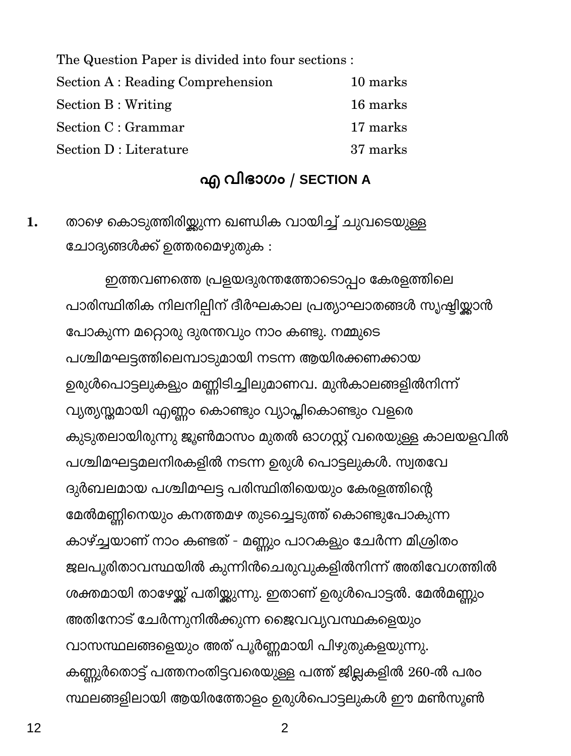The Question Paper is divided into four sections :

| | |
|---|---|
| Section A : Reading Comprehension | 10 marks |
| Section B : Writing | 16 marks |
| Section C : Grammar | 17 marks |
| Section D : Literature | 37 marks |

## എ വിഭാഗം / SECTION A

**1.** താഴെ കൊടുത്തിരിയ്ക്കുന്ന ഖണ്ഡിക വായിച്ച് ചുവടെയുള്ള ചോദ്യങ്ങൾക്ക് ഉത്തരമെഴുതുക :

ഇത്തവണത്തെ പ്രളയദുരന്തത്തോടൊപ്പം കേരളത്തിലെ പാരിസ്ഥിതിക നിലനില്പിന് ദീർഘകാല പ്രത്യാഘാതങ്ങൾ സൃഷ്ടിയ്ക്കാൻ പോകുന്ന മറ്റൊരു ദുരന്തവും നാം കണ്ടു. നമ്മുടെ പശ്ചിമഘട്ടത്തിലെമ്പാടുമായി നടന്ന ആയിരക്കണക്കായ ഉരുൾപൊട്ടലുകളും മണ്ണിടിച്ചിലുമാണവ. മുൻകാലങ്ങളിൽനിന്ന് വ്യത്യസ്തമായി എണ്ണം കൊണ്ടും വ്യാപ്തികൊണ്ടും വളരെ കുടുതലായിരുന്നു ജൂൺമാസം മുതൽ ഓഗസ്റ്റ് വരെയുള്ള കാലയളവിൽ പശ്ചിമഘട്ടമലനിരകളിൽ നടന്ന ഉരുൾ പൊട്ടലുകൾ. സ്വതവേ ദുർബലമായ പശ്ചിമഘട്ട പരിസ്ഥിതിയെയും കേരളത്തിന്റെ മേൽമണ്ണിനെയും കനത്തമഴ തുടച്ചെടുത്ത് കൊണ്ടുപോകുന്ന കാഴ്ച്ചയാണ് നാം കണ്ടത് - മണ്ണും പാറകളും ചേർന്ന മിശ്രിതം ജലപൂരിതാവസ്ഥയിൽ കുന്നിൻചെരുവുകളിൽനിന്ന് അതിവേഗത്തിൽ ശക്തമായി താഴേയ്ക്ക് പതിയ്ക്കുന്നു. ഇതാണ് ഉരുൾപൊട്ടൽ. മേൽമണ്ണും അതിനോട് ചേർന്നുനിൽക്കുന്ന ജൈവവ്യവസ്ഥകളെയും വാസസ്ഥലങ്ങളെയും അത് പൂർണ്ണമായി പിഴുതുകളയുന്നു. കണ്ണൂർതൊട്ട് പത്തനംതിട്ടവരെയുള്ള പത്ത് ജില്ലകളിൽ 260-ൽ പരം സ്ഥലങ്ങളിലായി ആയിരത്തോളം ഉരുൾപൊട്ടലുകൾ ഈ മൺസൂൺ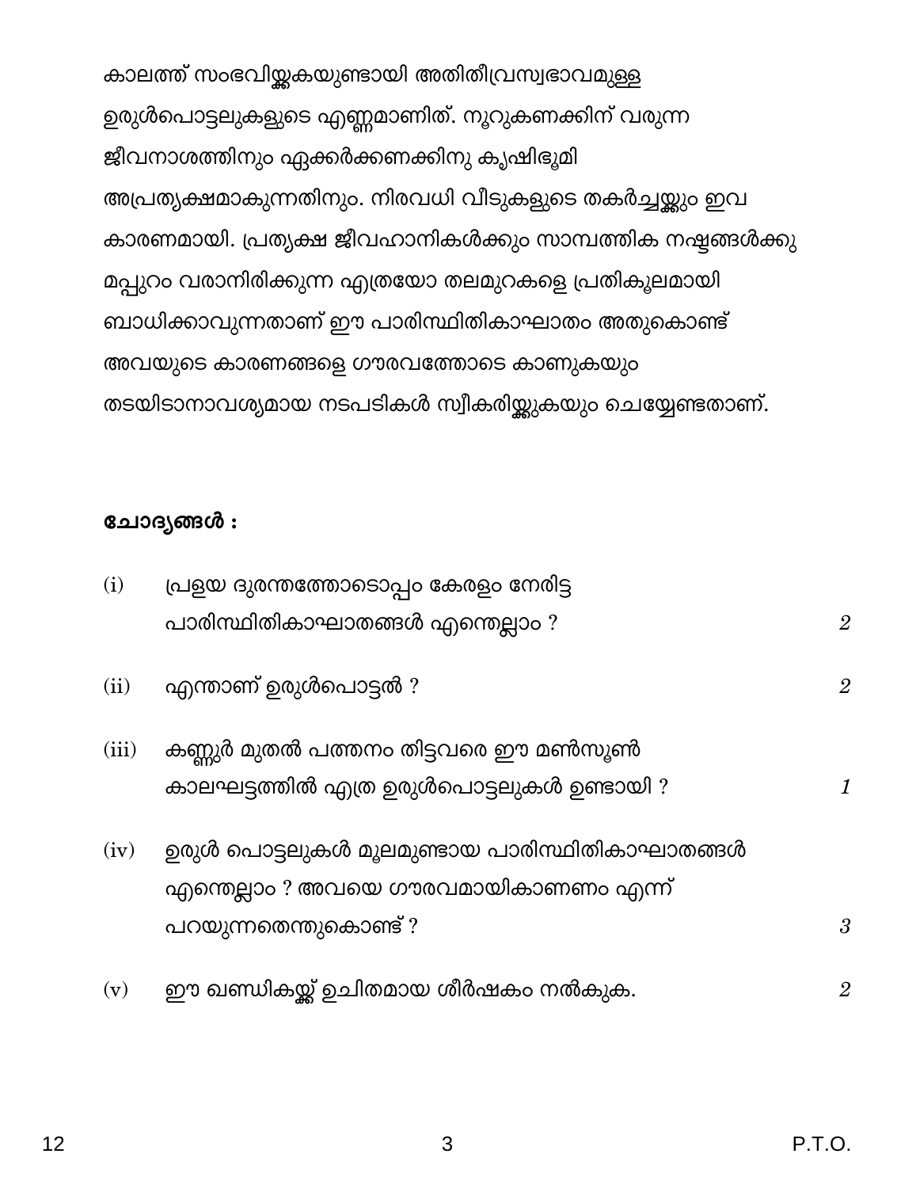കാലത്ത് സംഭവിയ്ക്കുകയുണ്ടായി അതിതീവ്രസ്വഭാവമുള്ള ഉരുൾപൊട്ടലുകളുടെ എണ്ണമാണിത്. നൂറുകണക്കിന് വരുന്ന ജീവനാശത്തിനും ഏക്കർക്കണക്കിനു കൃഷിഭൂമി അപ്രത്യക്ഷമാകുന്നതിനും. നിരവധി വീടുകളുടെ തകർച്ചയ്ക്കും ഇവ കാരണമായി. പ്രത്യക്ഷ ജീവഹാനികൾക്കും സാമ്പത്തിക നഷ്ടങ്ങൾക്കു മപ്പുറം വരാനിരിക്കുന്ന എത്രയോ തലമുറകളെ പ്രതികൂലമായി ബാധിക്കാവുന്നതാണ് ഈ പാരിസ്ഥിതികാഘാതം അതുകൊണ്ട് അവയുടെ കാരണങ്ങളെ ഗൗരവത്തോടെ കാണുകയും തടയിടാനാവശ്യമായ നടപടികൾ സ്വീകരിയ്ക്കുകയും ചെയ്യേണ്ടതാണ്.

**ചോദ്യങ്ങൾ :**

(i) പ്രളയ ദുരന്തത്തോടൊപ്പം കേരളം നേരിട്ട പാരിസ്ഥിതികാഘാതങ്ങൾ എന്തെല്ലാം ? *2*

(ii) എന്താണ് ഉരുൾപൊട്ടൽ ? *2*

(iii) കണ്ണൂർ മുതൽ പത്തനം തിട്ടവരെ ഈ മൺസൂൺ കാലഘട്ടത്തിൽ എത്ര ഉരുൾപൊട്ടലുകൾ ഉണ്ടായി ? *1*

(iv) ഉരുൾ പൊട്ടലുകൾ മൂലമുണ്ടായ പാരിസ്ഥിതികാഘാതങ്ങൾ എന്തെല്ലാം ? അവയെ ഗൗരവമായികാണണം എന്ന് പറയുന്നതെന്തുകൊണ്ട് ? *3*

(v) ഈ ഖണ്ഡികയ്ക്ക് ഉചിതമായ ശീർഷകം നൽകുക. *2*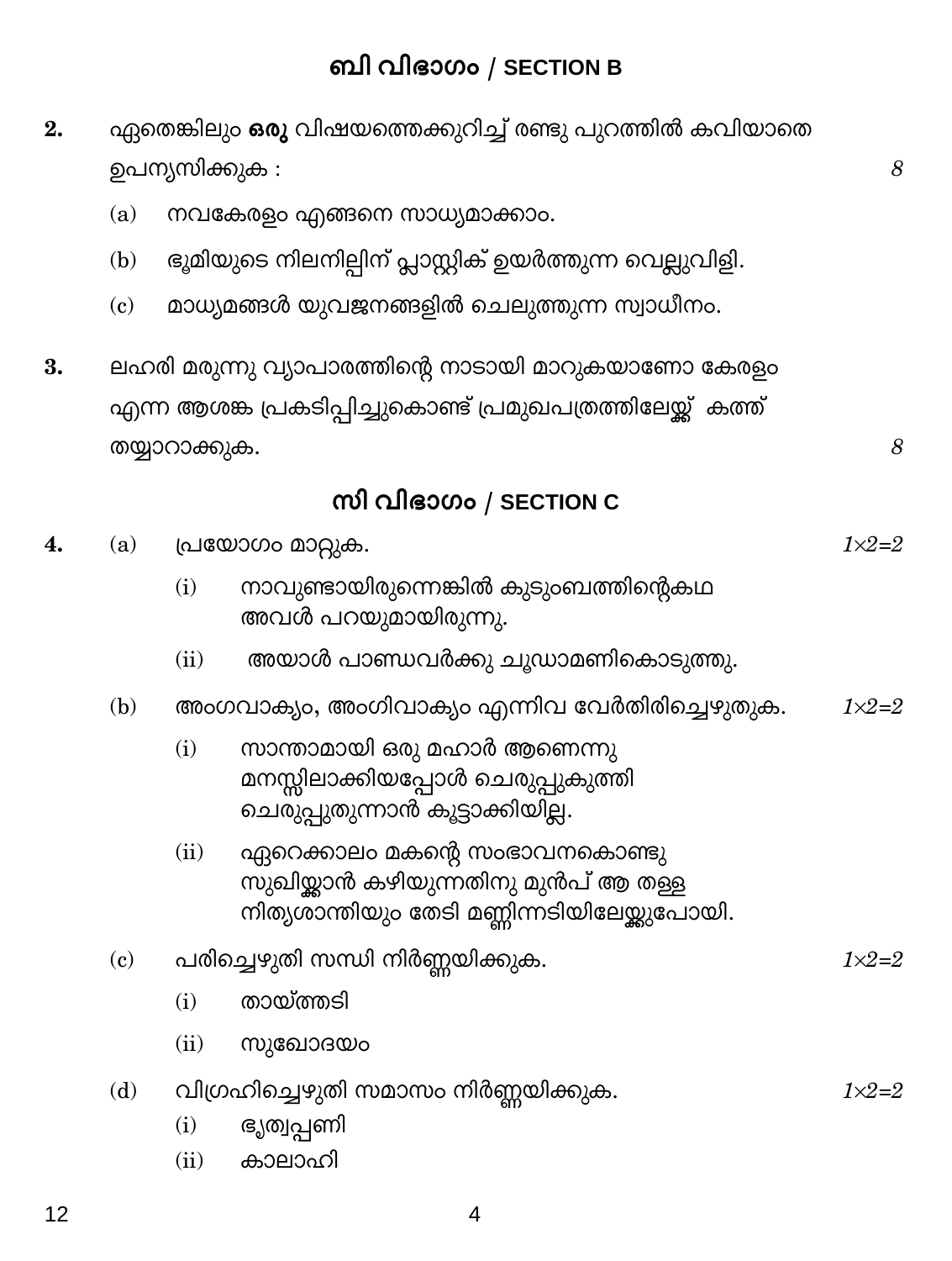## ബി വിഭാഗം / SECTION B

**2.** ഏതെങ്കിലും **ഒരു** വിഷയത്തെക്കുറിച്ച് രണ്ടു പുറത്തിൽ കവിയാതെ ഉപന്യസിക്കുക : *8*

(a) നവകേരളം എങ്ങനെ സാധ്യമാക്കാം.

(b) ഭൂമിയുടെ നിലനില്പിന് പ്ലാസ്റ്റിക് ഉയർത്തുന്ന വെല്ലുവിളി.

(c) മാധ്യമങ്ങൾ യുവജനങ്ങളിൽ ചെലുത്തുന്ന സ്വാധീനം.

**3.** ലഹരി മരുന്നു വ്യാപാരത്തിന്റെ നാടായി മാറുകയാണോ കേരളം എന്ന ആശങ്ക പ്രകടിപ്പിച്ചുകൊണ്ട് പ്രമുഖപത്രത്തിലേയ്ക്ക് കത്ത് തയ്യാറാക്കുക. *8*

## സി വിഭാഗം / SECTION C

**4.** (a) പ്രയോഗം മാറ്റുക. *1×2=2*

(i) നാവുണ്ടായിരുന്നെങ്കിൽ കുടുംബത്തിന്റെകഥ അവൾ പറയുമായിരുന്നു.

(ii) അയാൾ പാണ്ഡവർക്കു ചൂഡാമണികൊടുത്തു.

(b) അംഗവാക്യം, അംഗിവാക്യം എന്നിവ വേർതിരിച്ചെഴുതുക. *1×2=2*

(i) സാന്താമായി ഒരു മഹാർ ആണെന്നു മനസ്സിലാക്കിയപ്പോൾ ചെരുപ്പുകുത്തി ചെരുപ്പുതുന്നാൻ കൂട്ടാക്കിയില്ല.

(ii) ഏറെക്കാലം മകന്റെ സംഭാവനകൊണ്ടു സുഖിയ്ക്കാൻ കഴിയുന്നതിനു മുൻപ് ആ തള്ള നിത്യശാന്തിയും തേടി മണ്ണിന്നടിയിലേയ്ക്കുപോയി.

(c) പരിച്ചെഴുതി സന്ധി നിർണ്ണയിക്കുക. *1×2=2*

(i) തായ്ത്തടി

(ii) സുഖോദയം

(d) വിഗ്രഹിച്ചെഴുതി സമാസം നിർണ്ണയിക്കുക. *1×2=2*

(i) ഭൃത്യപ്പണി

(ii) കാലാഹി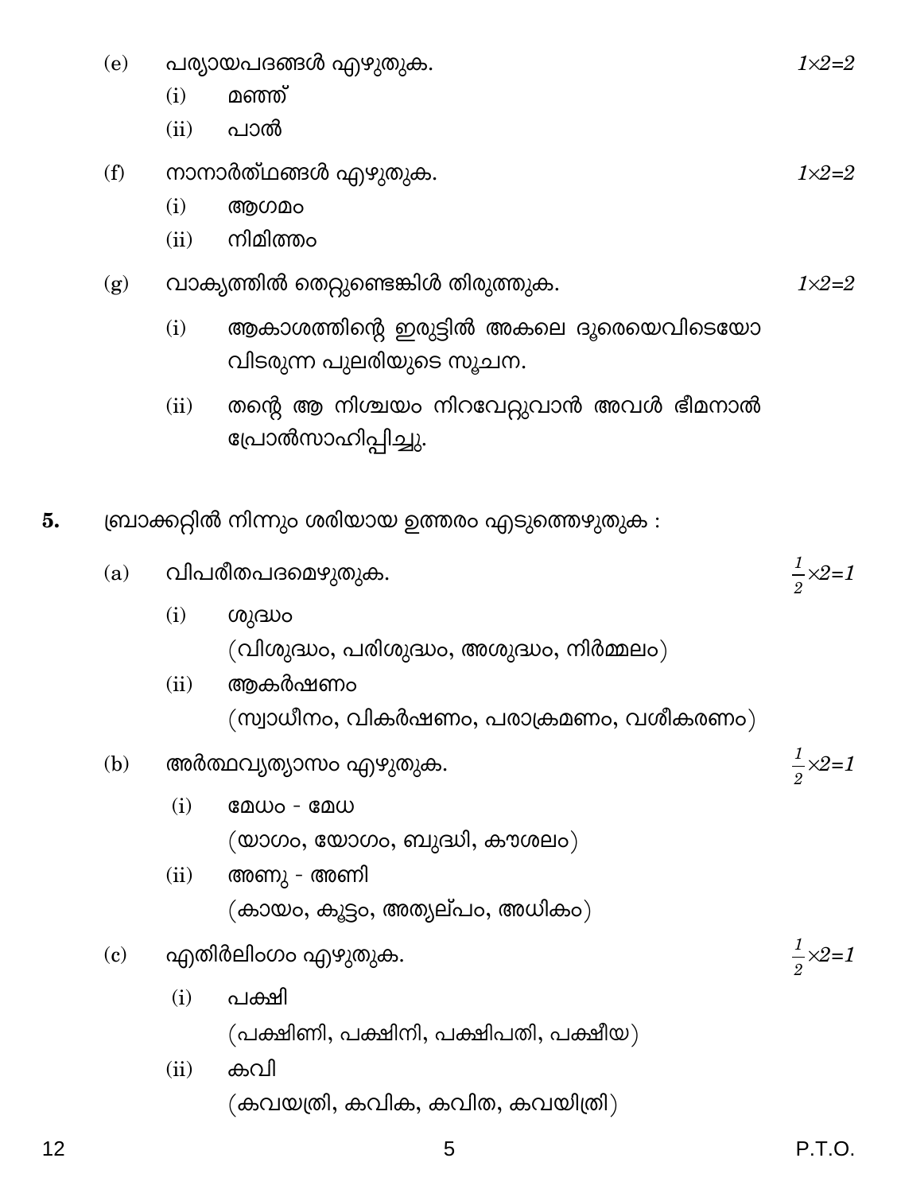(e) പര്യായപദങ്ങൾ എഴുതുക. $1 \times 2 = 2$

(i) മഞ്ഞ്

(ii) പാൽ

(f) നാനാർത്ഥങ്ങൾ എഴുതുക. $1 \times 2 = 2$

(i) ആഗമം

(ii) നിമിത്തം

(g) വാക്യത്തിൽ തെറ്റുണ്ടെങ്കിൽ തിരുത്തുക. $1 \times 2 = 2$

(i) ആകാശത്തിന്റെ ഇരുട്ടിൽ അകലെ ദൂരെയെവിടെയോ വിടരുന്ന പുലരിയുടെ സൂചന.

(ii) തന്റെ ആ നിശ്ചയം നിറവേറ്റുവാൻ അവൾ ഭീമനാൽ പ്രോൽസാഹിപ്പിച്ചു.

**5.** ബ്രാക്കറ്റിൽ നിന്നും ശരിയായ ഉത്തരം എടുത്തെഴുതുക :

(a) വിപരീതപദമെഴുതുക. $\frac{1}{2} \times 2 = 1$

(i) ശുദ്ധം
(വിശുദ്ധം, പരിശുദ്ധം, അശുദ്ധം, നിർമ്മലം)

(ii) ആകർഷണം
(സ്വാധീനം, വികർഷണം, പരാക്രമണം, വശീകരണം)

(b) അർത്ഥവ്യത്യാസം എഴുതുക. $\frac{1}{2} \times 2 = 1$

(i) മേധം - മേധ
(യാഗം, യോഗം, ബുദ്ധി, കൗശലം)

(ii) അണു - അണി
(കായം, കൂട്ടം, അത്യല്പം, അധികം)

(c) എതിർലിംഗം എഴുതുക. $\frac{1}{2} \times 2 = 1$

(i) പക്ഷി
(പക്ഷിണി, പക്ഷിനി, പക്ഷിപതി, പക്ഷീയ)

(ii) കവി
(കവയത്രി, കവിക, കവിത, കവയിത്രി)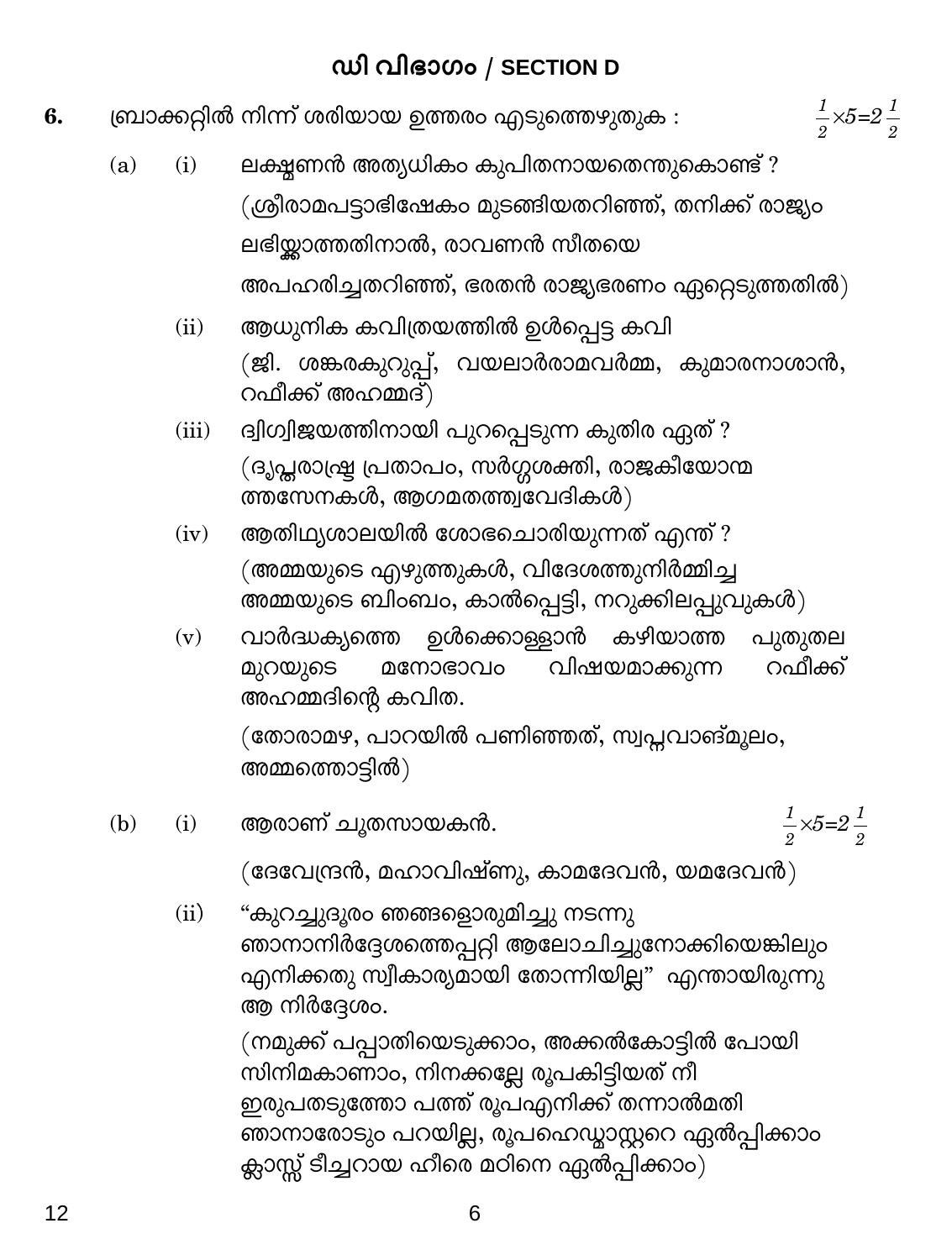## ഡി വിഭാഗം / SECTION D

**6.** ബ്രാക്കറ്റിൽ നിന്ന് ശരിയായ ഉത്തരം എടുത്തെഴുതുക : $\frac{1}{2} \times 5 = 2\frac{1}{2}$

(a) (i) ലക്ഷ്മണൻ അത്യധികം കുപിതനായതെന്തുകൊണ്ട് ?

(ശ്രീരാമപട്ടാഭിഷേകം മുടങ്ങിയതറിഞ്ഞ്, തനിക്ക് രാജ്യം ലഭിക്കാത്തതിനാൽ, രാവണൻ സീതയെ അപഹരിച്ചതറിഞ്ഞ്, ഭരതൻ രാജ്യഭരണം ഏറ്റെടുത്തതിൽ)

(ii) ആധുനിക കവിത്രയത്തിൽ ഉൾപ്പെട്ട കവി

(ജി. ശങ്കരകുറുപ്പ്, വയലാർരാമവർമ്മ, കുമാരനാശാൻ, റഫീക്ക് അഹമ്മദ്)

(iii) ദ്വിഗ്വിജയത്തിനായി പുറപ്പെടുന്ന കുതിര ഏത് ?

(ദൃപ്തരാഷ്ട്ര പ്രതാപം, സർഗ്ഗശക്തി, രാജകീയോന്മത്തസേനകൾ, ആഗമതത്ത്വവേദികൾ)

(iv) ആതിഥ്യശാലയിൽ ശോഭചൊരിയുന്നത് എന്ത് ?

(അമ്മയുടെ എഴുത്തുകൾ, വിദേശത്തുനിർമ്മിച്ച അമ്മയുടെ ബിംബം, കാൽപ്പെട്ടി, നറുക്കിലപ്പുവുകൾ)

(v) വാർദ്ധക്യത്തെ ഉൾക്കൊള്ളാൻ കഴിയാത്ത പുതുതലമുറയുടെ മനോഭാവം വിഷയമാക്കുന്ന റഫീക്ക് അഹമ്മദിന്റെ കവിത.

(തോരാമഴ, പാറയിൽ പണിഞ്ഞത്, സ്വപ്നവാങ്മൂലം, അമ്മത്തൊട്ടിൽ)

(b) (i) ആരാണ് ചൂതസായകൻ. $\frac{1}{2} \times 5 = 2\frac{1}{2}$

(ദേവേന്ദ്രൻ, മഹാവിഷ്ണു, കാമദേവൻ, യമദേവൻ)

(ii) "കുറച്ചുദൂരം ഞങ്ങളൊരുമിച്ചു നടന്നു ഞാനാനിർദ്ദേശത്തെപ്പറ്റി ആലോചിച്ചുനോക്കിയെങ്കിലും എനിക്കതു സ്വീകാര്യമായി തോന്നിയില്ല" എന്തായിരുന്നു ആ നിർദ്ദേശം.

(നമുക്ക് പപ്പാതിയെടുക്കാം, അക്കൽകോട്ടിൽ പോയി സിനിമകാണാം, നിനക്കല്ലേ രൂപകിട്ടിയത് നീ ഇരുപതടുത്തോ പത്ത് രൂപഎനിക്ക് തന്നാൽമതി ഞാനാരോടും പറയില്ല, രൂപഹെഡ്മാസ്റ്ററെ ഏൽപ്പിക്കാം ക്ലാസ്സ് ടീച്ചറായ ഹീരെ മഠിനെ ഏൽപ്പിക്കാം)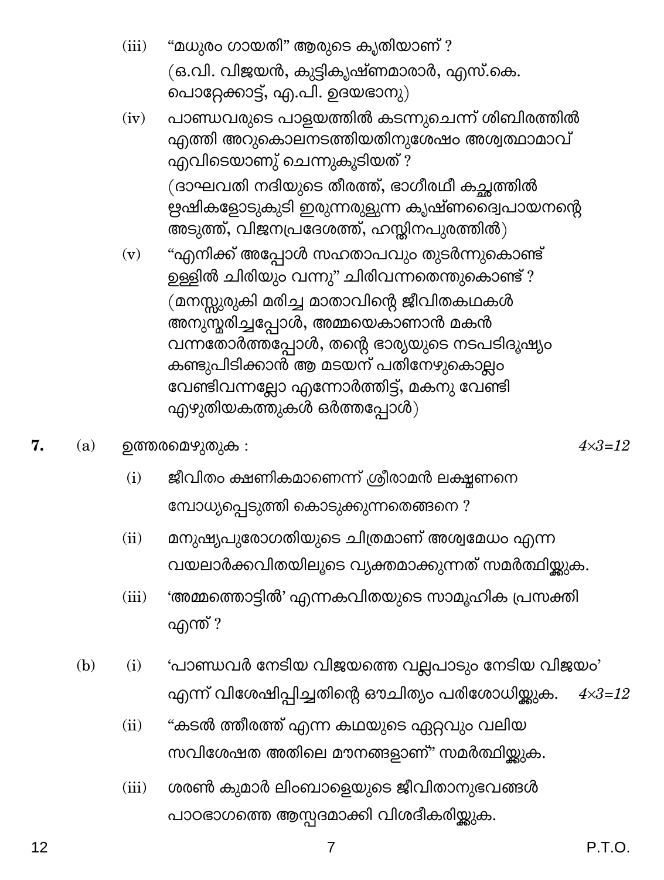(iii) "മധുരം ഗായതി" ആരുടെ കൃതിയാണ് ?

(ഒ.വി. വിജയൻ, കുട്ടികൃഷ്ണമാരാർ, എസ്.കെ. പൊറ്റേക്കാട്ട്, എ.പി. ഉദയഭാനു)

(iv) പാണ്ഡവരുടെ പാളയത്തിൽ കടന്നുചെന്ന് ശിബിരത്തിൽ എത്തി അറുകൊലനടത്തിയതിനുശേഷം അശ്വത്ഥാമാവ് എവിടെയാണു് ചെന്നുകൂടിയത് ?

(ദാഘവതി നദിയുടെ തീരത്ത്, ഭാഗീരഥീ കച്ഛത്തിൽ ഋഷികളോടുകൂടി ഇരുന്നരുളുന്ന കൃഷ്ണദ്വൈപായനന്റെ അടുത്ത്, വിജനപ്രദേശത്ത്, ഹസ്തിനപുരത്തിൽ)

(v) "എനിക്ക് അപ്പോൾ സഹതാപവും തുടർന്നുകൊണ്ട് ഉള്ളിൽ ചിരിയും വന്നു" ചിരിവന്നതെന്തുകൊണ്ട് ?

(മനസ്സുരുകി മരിച്ച മാതാവിന്റെ ജീവിതകഥകൾ അനുസ്മരിച്ചപ്പോൾ, അമ്മയെകാണാൻ മകൻ വന്നതോർത്തപ്പോൾ, തന്റെ ഭാര്യയുടെ നടപടിദൂഷ്യം കണ്ടുപിടിക്കാൻ ആ മടയന് പതിനേഴുകൊല്ലം വേണ്ടിവന്നല്ലോ എന്നോർത്തിട്ട്, മകനു വേണ്ടി എഴുതിയകത്തുകൾ ഒർത്തപ്പോൾ)

**7.** (a) ഉത്തരമെഴുതുക : $4 \times 3 = 12$

(i) ജീവിതം ക്ഷണികമാണെന്ന് ശ്രീരാമൻ ലക്ഷ്മണനെ ബോധ്യപ്പെടുത്തി കൊടുക്കുന്നതെങ്ങനെ ?

(ii) മനുഷ്യപുരോഗതിയുടെ ചിത്രമാണ് അശ്വമേധം എന്ന വയലാർക്കവിതയിലൂടെ വ്യക്തമാക്കുന്നത് സമർത്ഥിയ്ക്കുക.

(iii) 'അമ്മത്തൊട്ടിൽ' എന്നകവിതയുടെ സാമൂഹിക പ്രസക്തി എന്ത് ?

(b) (i) 'പാണ്ഡവർ നേടിയ വിജയത്തെ വല്ലപാടും നേടിയ വിജയം' എന്ന് വിശേഷിപ്പിച്ചതിന്റെ ഔചിത്യം പരിശോധിയ്ക്കുക. $4 \times 3 = 12$

(ii) "കടൽ ത്തീരത്ത് എന്ന കഥയുടെ ഏറ്റവും വലിയ സവിശേഷത അതിലെ മൗനങ്ങളാണ്" സമർത്ഥിയ്ക്കുക.

(iii) ശരൺ കുമാർ ലിംബാളെയുടെ ജീവിതാനുഭവങ്ങൾ പാഠഭാഗത്തെ ആസ്പദമാക്കി വിശദീകരിയ്ക്കുക.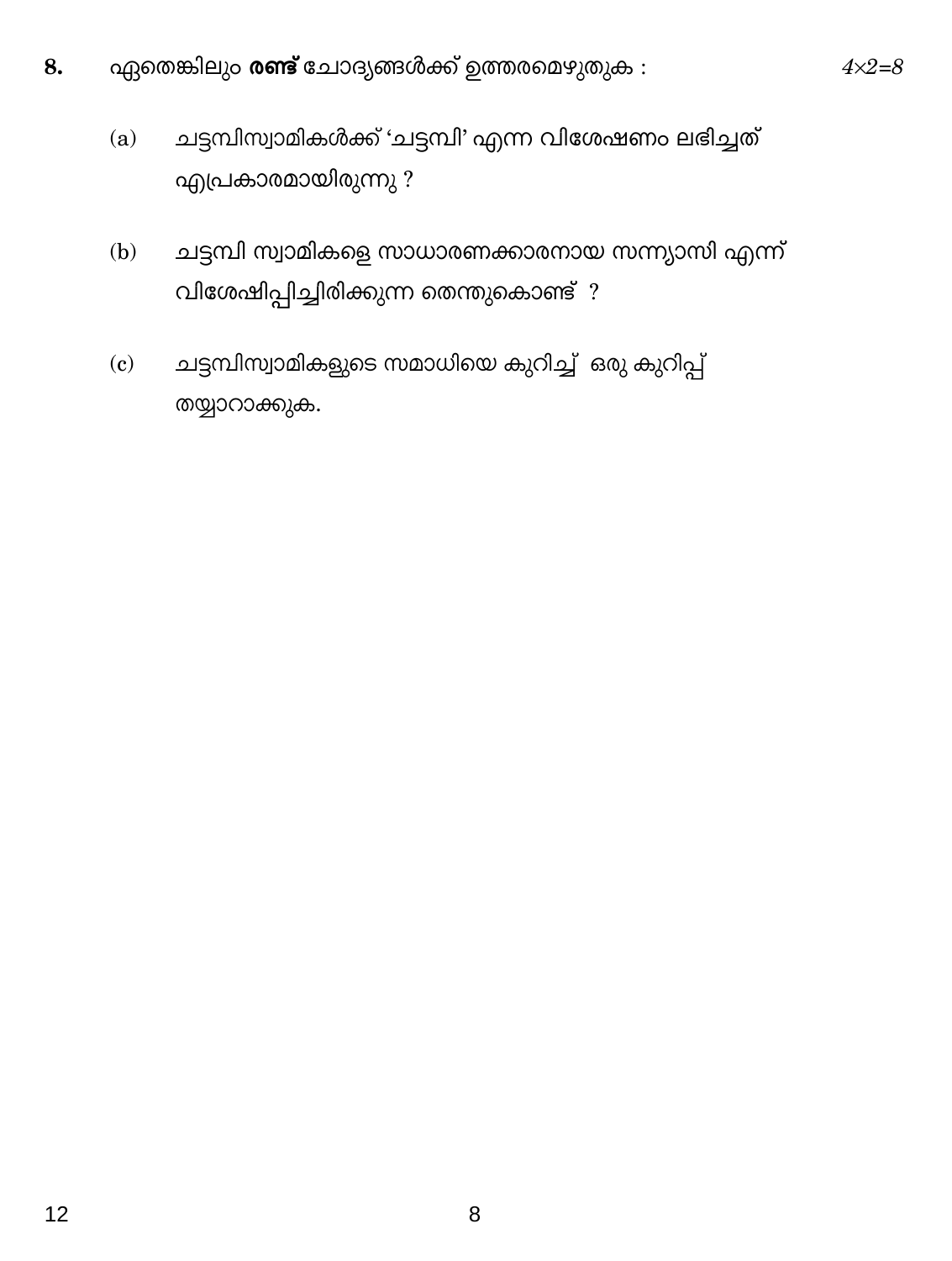**8.** ഏതെങ്കിലും **രണ്ട്** ചോദ്യങ്ങൾക്ക് ഉത്തരമെഴുതുക : *4×2=8*

(a) ചട്ടമ്പിസ്വാമികൾക്ക് 'ചട്ടമ്പി' എന്ന വിശേഷണം ലഭിച്ചത് എപ്രകാരമായിരുന്നു ?

(b) ചട്ടമ്പി സ്വാമികളെ സാധാരണക്കാരനായ സന്ന്യാസി എന്ന് വിശേഷിപ്പിച്ചിരിക്കുന്ന തെന്തുകൊണ്ട് ?

(c) ചട്ടമ്പിസ്വാമികളുടെ സമാധിയെ കുറിച്ച് ഒരു കുറിപ്പ് തയ്യാറാക്കുക.